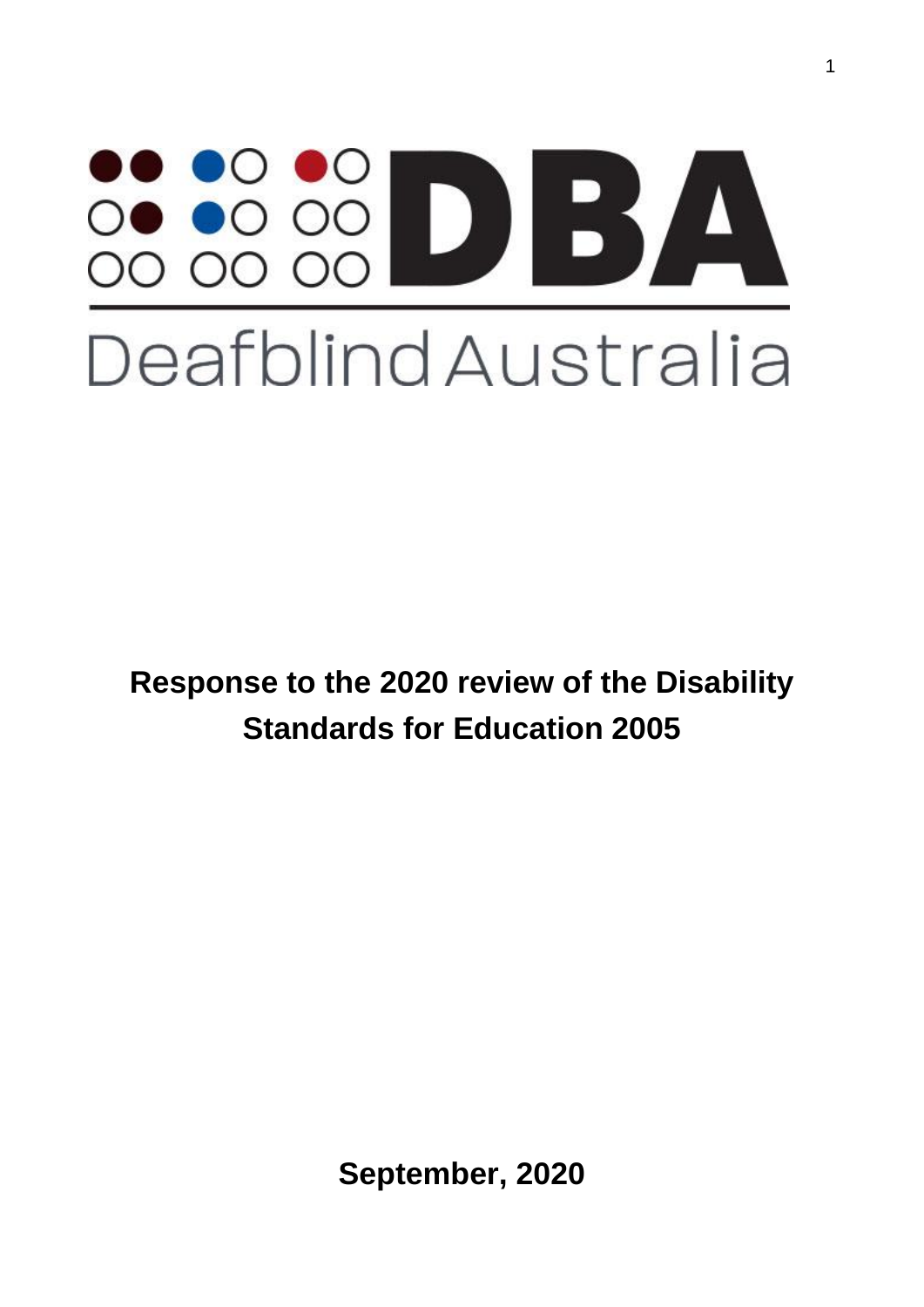DBA

Deafblind Australia

**Response to the 2020 review of the Disability Standards for Education 2005**

**September, 2020**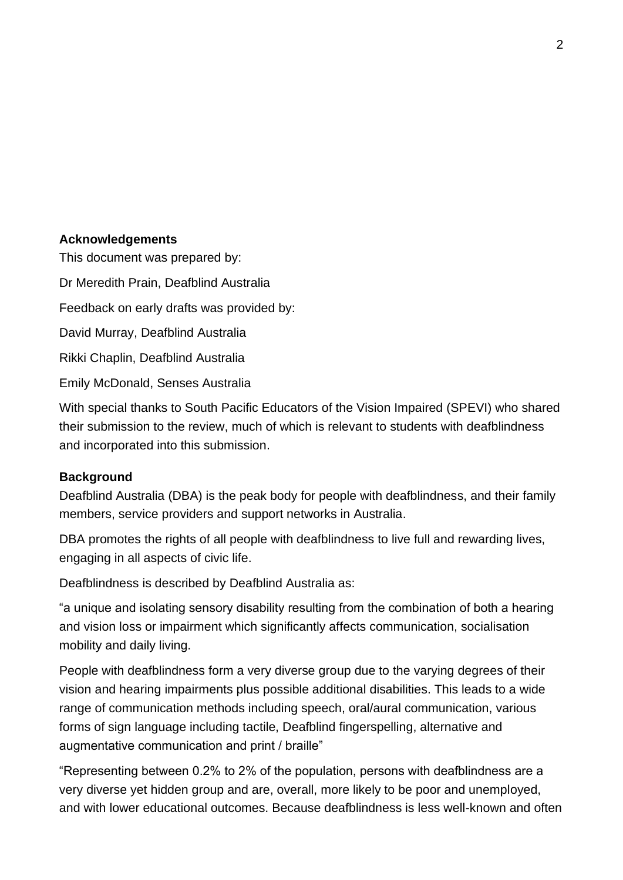**Acknowledgements**

This document was prepared by:

Dr Meredith Prain, Deafblind Australia

Feedback on early drafts was provided by:

David Murray, Deafblind Australia

Rikki Chaplin, Deafblind Australia

Emily McDonald, Senses Australia

With special thanks to South Pacific Educators of the Vision Impaired (SPEVI) who shared their submission to the review, much of which is relevant to students with deafblindness and incorporated into this submission.

**Background**

Deafblind Australia (DBA) is the peak body for people with deafblindness, and their family members, service providers and support networks in Australia.

DBA promotes the rights of all people with deafblindness to live full and rewarding lives, engaging in all aspects of civic life.

Deafblindness is described by Deafblind Australia as:

"a unique and isolating sensory disability resulting from the combination of both a hearing and vision loss or impairment which significantly affects communication, socialisation mobility and daily living.

People with deafblindness form a very diverse group due to the varying degrees of their vision and hearing impairments plus possible additional disabilities. This leads to a wide range of communication methods including speech, oral/aural communication, various forms of sign language including tactile, Deafblind fingerspelling, alternative and augmentative communication and print / braille"

"Representing between 0.2% to 2% of the population, persons with deafblindness are a very diverse yet hidden group and are, overall, more likely to be poor and unemployed, and with lower educational outcomes. Because deafblindness is less well-known and often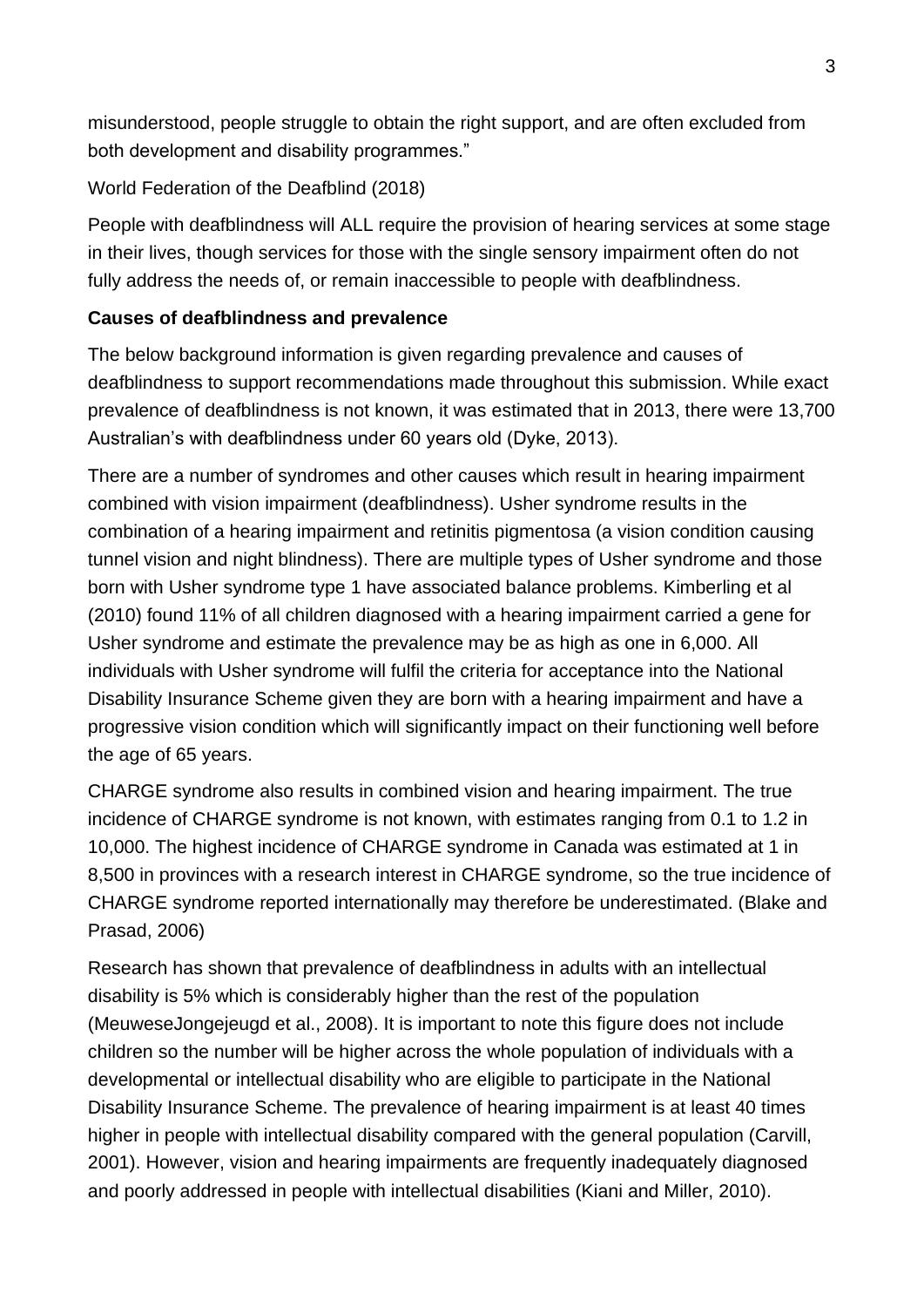misunderstood, people struggle to obtain the right support, and are often excluded from both development and disability programmes."

World Federation of the Deafblind (2018)

People with deafblindness will ALL require the provision of hearing services at some stage in their lives, though services for those with the single sensory impairment often do not fully address the needs of, or remain inaccessible to people with deafblindness.

**Causes of deafblindness and prevalence**

The below background information is given regarding prevalence and causes of deafblindness to support recommendations made throughout this submission. While exact prevalence of deafblindness is not known, it was estimated that in 2013, there were 13,700 Australian's with deafblindness under 60 years old (Dyke, 2013).

There are a number of syndromes and other causes which result in hearing impairment combined with vision impairment (deafblindness). Usher syndrome results in the combination of a hearing impairment and retinitis pigmentosa (a vision condition causing tunnel vision and night blindness). There are multiple types of Usher syndrome and those born with Usher syndrome type 1 have associated balance problems. Kimberling et al (2010) found 11% of all children diagnosed with a hearing impairment carried a gene for Usher syndrome and estimate the prevalence may be as high as one in 6,000. All individuals with Usher syndrome will fulfil the criteria for acceptance into the National Disability Insurance Scheme given they are born with a hearing impairment and have a progressive vision condition which will significantly impact on their functioning well before the age of 65 years.

CHARGE syndrome also results in combined vision and hearing impairment. The true incidence of CHARGE syndrome is not known, with estimates ranging from 0.1 to 1.2 in 10,000. The highest incidence of CHARGE syndrome in Canada was estimated at 1 in 8,500 in provinces with a research interest in CHARGE syndrome, so the true incidence of CHARGE syndrome reported internationally may therefore be underestimated. (Blake and Prasad, 2006)

Research has shown that prevalence of deafblindness in adults with an intellectual disability is 5% which is considerably higher than the rest of the population (MeuweseJongejeugd et al., 2008). It is important to note this figure does not include children so the number will be higher across the whole population of individuals with a developmental or intellectual disability who are eligible to participate in the National Disability Insurance Scheme. The prevalence of hearing impairment is at least 40 times higher in people with intellectual disability compared with the general population (Carvill, 2001). However, vision and hearing impairments are frequently inadequately diagnosed and poorly addressed in people with intellectual disabilities (Kiani and Miller, 2010).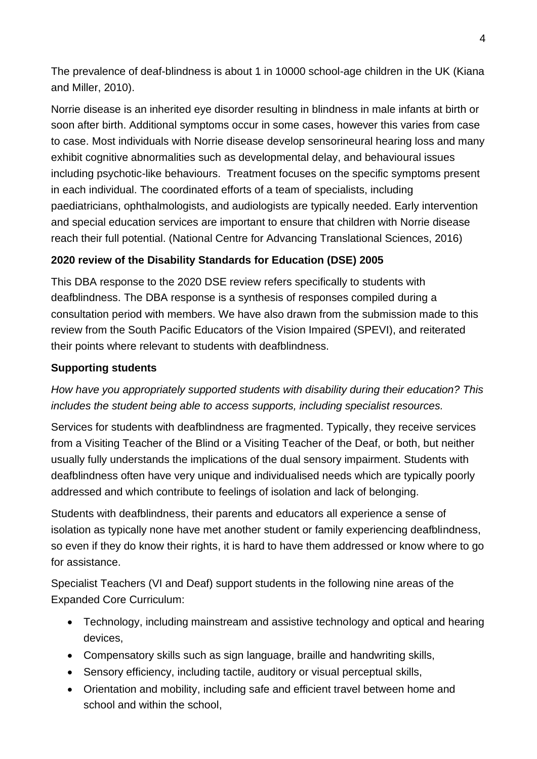The prevalence of deaf-blindness is about 1 in 10000 school-age children in the UK (Kiana and Miller, 2010).

Norrie disease is an inherited eye disorder resulting in blindness in male infants at birth or soon after birth. Additional symptoms occur in some cases, however this varies from case to case. Most individuals with Norrie disease develop sensorineural hearing loss and many exhibit cognitive abnormalities such as developmental delay, and behavioural issues including psychotic-like behaviours. Treatment focuses on the specific symptoms present in each individual. The coordinated efforts of a team of specialists, including paediatricians, ophthalmologists, and audiologists are typically needed. Early intervention and special education services are important to ensure that children with Norrie disease reach their full potential. (National Centre for Advancing Translational Sciences, 2016)

**2020 review of the Disability Standards for Education (DSE) 2005**

This DBA response to the 2020 DSE review refers specifically to students with deafblindness. The DBA response is a synthesis of responses compiled during a consultation period with members. We have also drawn from the submission made to this review from the South Pacific Educators of the Vision Impaired (SPEVI), and reiterated their points where relevant to students with deafblindness.

**Supporting students**

*How have you appropriately supported students with disability during their education? This includes the student being able to access supports, including specialist resources.*

Services for students with deafblindness are fragmented. Typically, they receive services from a Visiting Teacher of the Blind or a Visiting Teacher of the Deaf, or both, but neither usually fully understands the implications of the dual sensory impairment. Students with deafblindness often have very unique and individualised needs which are typically poorly addressed and which contribute to feelings of isolation and lack of belonging.

Students with deafblindness, their parents and educators all experience a sense of isolation as typically none have met another student or family experiencing deafblindness, so even if they do know their rights, it is hard to have them addressed or know where to go for assistance.

Specialist Teachers (VI and Deaf) support students in the following nine areas of the Expanded Core Curriculum:

- Technology, including mainstream and assistive technology and optical and hearing devices,
- Compensatory skills such as sign language, braille and handwriting skills,
- Sensory efficiency, including tactile, auditory or visual perceptual skills,
- Orientation and mobility, including safe and efficient travel between home and school and within the school,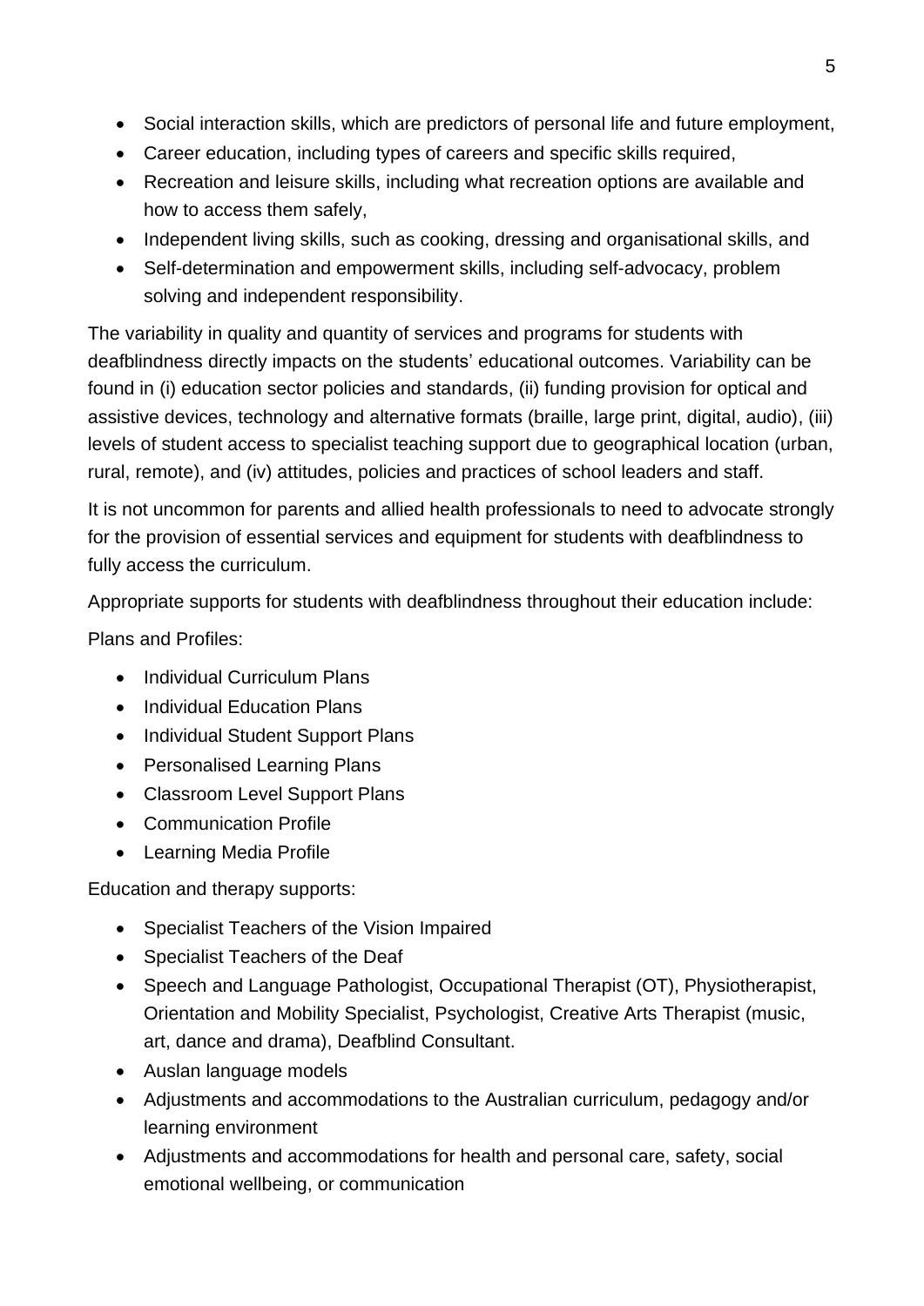- Social interaction skills, which are predictors of personal life and future employment,
- Career education, including types of careers and specific skills required,
- Recreation and leisure skills, including what recreation options are available and how to access them safely,
- Independent living skills, such as cooking, dressing and organisational skills, and
- Self-determination and empowerment skills, including self-advocacy, problem solving and independent responsibility.

The variability in quality and quantity of services and programs for students with deafblindness directly impacts on the students' educational outcomes. Variability can be found in (i) education sector policies and standards, (ii) funding provision for optical and assistive devices, technology and alternative formats (braille, large print, digital, audio), (iii) levels of student access to specialist teaching support due to geographical location (urban, rural, remote), and (iv) attitudes, policies and practices of school leaders and staff.

It is not uncommon for parents and allied health professionals to need to advocate strongly for the provision of essential services and equipment for students with deafblindness to fully access the curriculum.

Appropriate supports for students with deafblindness throughout their education include:

Plans and Profiles:

- Individual Curriculum Plans
- Individual Education Plans
- Individual Student Support Plans
- Personalised Learning Plans
- Classroom Level Support Plans
- Communication Profile
- Learning Media Profile

Education and therapy supports:

- Specialist Teachers of the Vision Impaired
- Specialist Teachers of the Deaf
- Speech and Language Pathologist, Occupational Therapist (OT), Physiotherapist, Orientation and Mobility Specialist, Psychologist, Creative Arts Therapist (music, art, dance and drama), Deafblind Consultant.
- Auslan language models
- Adjustments and accommodations to the Australian curriculum, pedagogy and/or learning environment
- Adjustments and accommodations for health and personal care, safety, social emotional wellbeing, or communication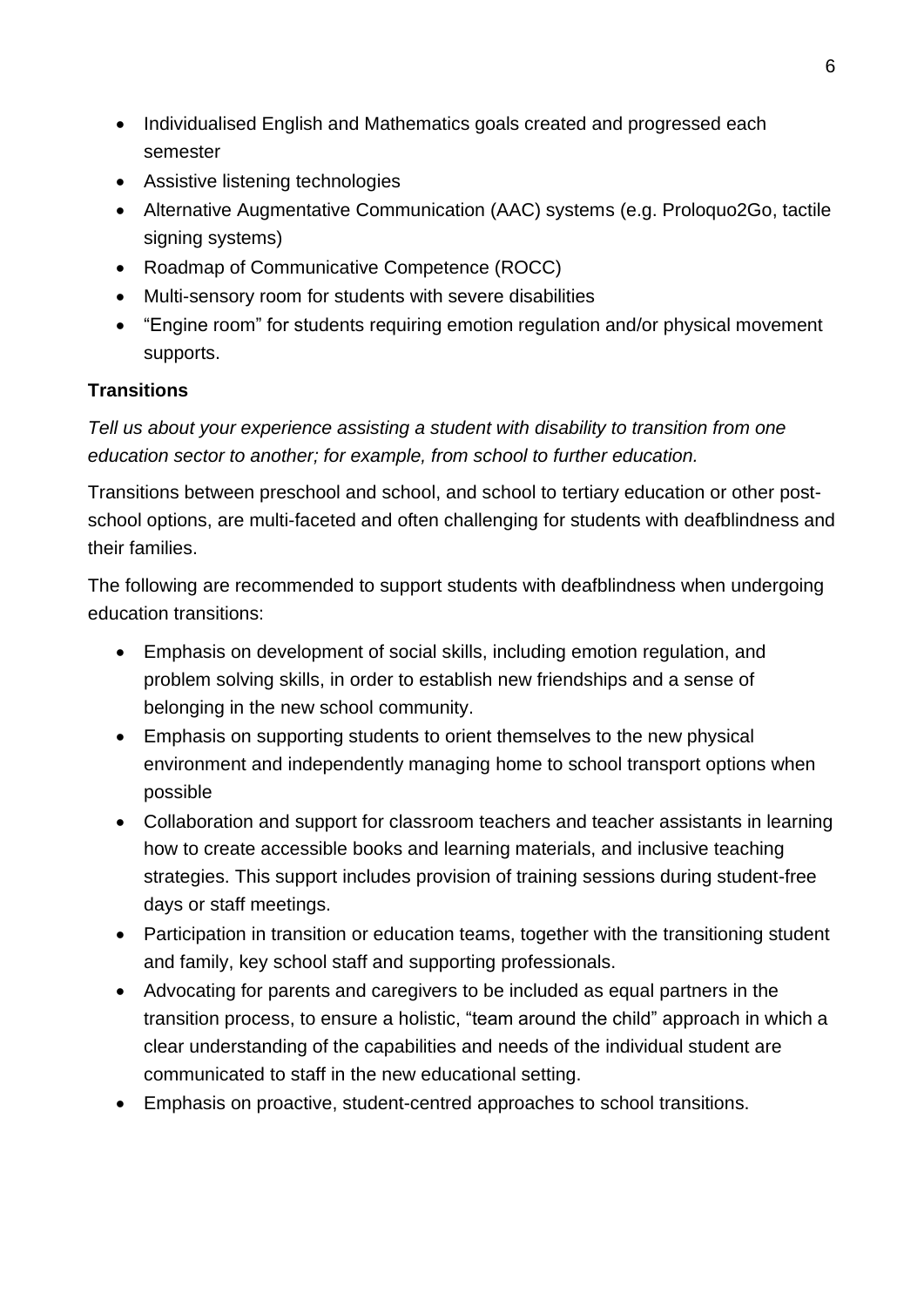- Individualised English and Mathematics goals created and progressed each semester
- Assistive listening technologies
- Alternative Augmentative Communication (AAC) systems (e.g. Proloquo2Go, tactile signing systems)
- Roadmap of Communicative Competence (ROCC)
- Multi-sensory room for students with severe disabilities
- “Engine room” for students requiring emotion regulation and/or physical movement supports.

**Transitions**

*Tell us about your experience assisting a student with disability to transition from one education sector to another; for example, from school to further education.*

Transitions between preschool and school, and school to tertiary education or other post-school options, are multi-faceted and often challenging for students with deafblindness and their families.

The following are recommended to support students with deafblindness when undergoing education transitions:

- Emphasis on development of social skills, including emotion regulation, and problem solving skills, in order to establish new friendships and a sense of belonging in the new school community.
- Emphasis on supporting students to orient themselves to the new physical environment and independently managing home to school transport options when possible
- Collaboration and support for classroom teachers and teacher assistants in learning how to create accessible books and learning materials, and inclusive teaching strategies. This support includes provision of training sessions during student-free days or staff meetings.
- Participation in transition or education teams, together with the transitioning student and family, key school staff and supporting professionals.
- Advocating for parents and caregivers to be included as equal partners in the transition process, to ensure a holistic, “team around the child” approach in which a clear understanding of the capabilities and needs of the individual student are communicated to staff in the new educational setting.
- Emphasis on proactive, student-centred approaches to school transitions.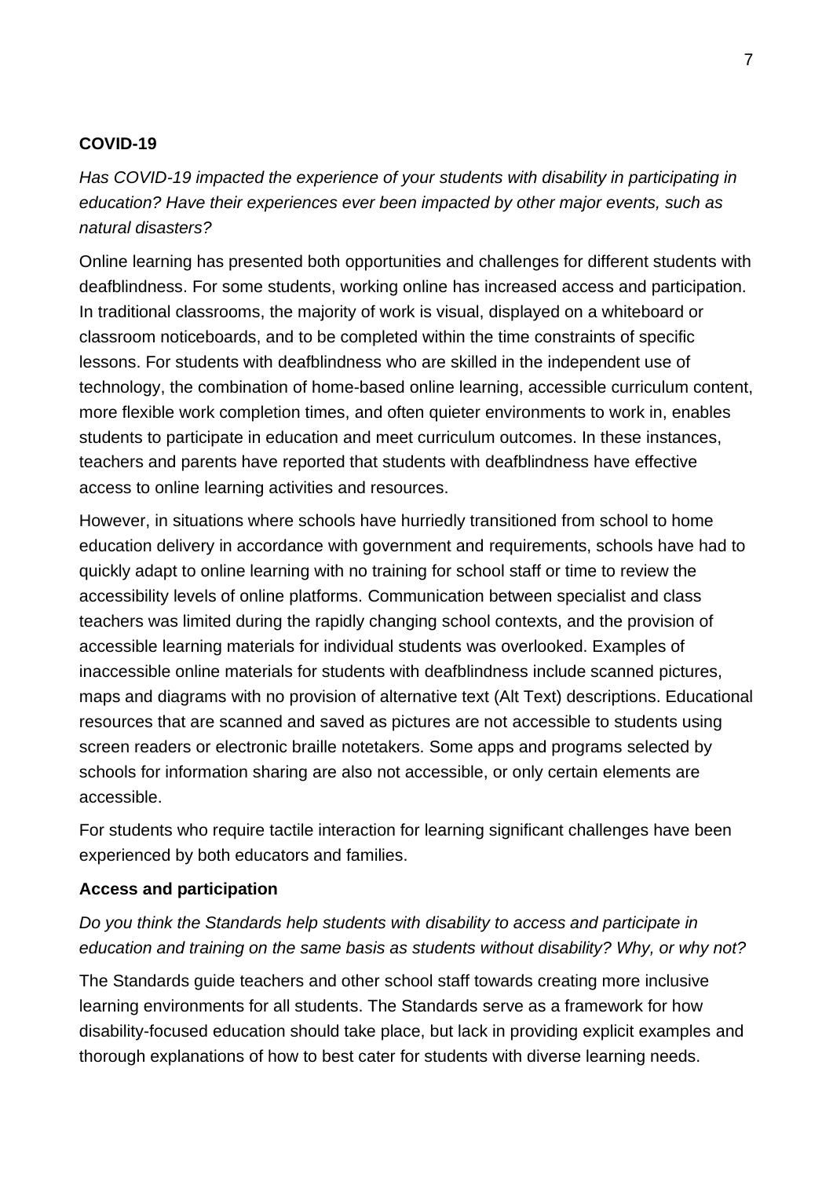**COVID-19**

*Has COVID-19 impacted the experience of your students with disability in participating in education? Have their experiences ever been impacted by other major events, such as natural disasters?*

Online learning has presented both opportunities and challenges for different students with deafblindness. For some students, working online has increased access and participation. In traditional classrooms, the majority of work is visual, displayed on a whiteboard or classroom noticeboards, and to be completed within the time constraints of specific lessons. For students with deafblindness who are skilled in the independent use of technology, the combination of home-based online learning, accessible curriculum content, more flexible work completion times, and often quieter environments to work in, enables students to participate in education and meet curriculum outcomes. In these instances, teachers and parents have reported that students with deafblindness have effective access to online learning activities and resources.

However, in situations where schools have hurriedly transitioned from school to home education delivery in accordance with government and requirements, schools have had to quickly adapt to online learning with no training for school staff or time to review the accessibility levels of online platforms. Communication between specialist and class teachers was limited during the rapidly changing school contexts, and the provision of accessible learning materials for individual students was overlooked. Examples of inaccessible online materials for students with deafblindness include scanned pictures, maps and diagrams with no provision of alternative text (Alt Text) descriptions. Educational resources that are scanned and saved as pictures are not accessible to students using screen readers or electronic braille notetakers. Some apps and programs selected by schools for information sharing are also not accessible, or only certain elements are accessible.

For students who require tactile interaction for learning significant challenges have been experienced by both educators and families.

**Access and participation**

*Do you think the Standards help students with disability to access and participate in education and training on the same basis as students without disability? Why, or why not?*

The Standards guide teachers and other school staff towards creating more inclusive learning environments for all students. The Standards serve as a framework for how disability-focused education should take place, but lack in providing explicit examples and thorough explanations of how to best cater for students with diverse learning needs.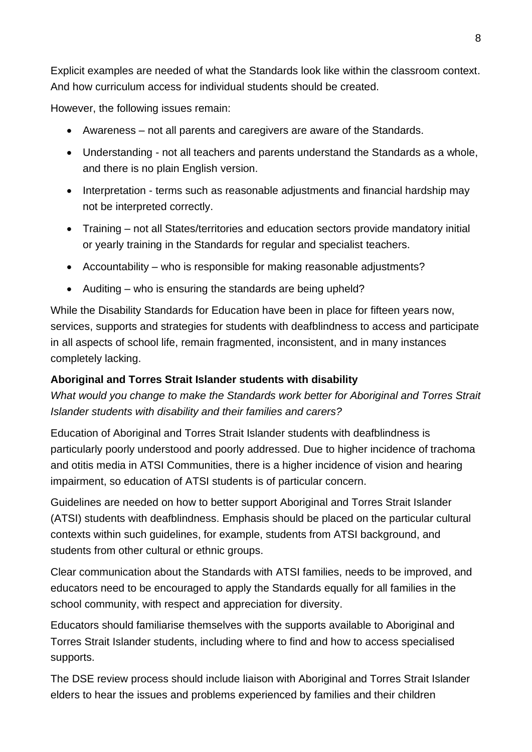Explicit examples are needed of what the Standards look like within the classroom context. And how curriculum access for individual students should be created.

However, the following issues remain:

- Awareness – not all parents and caregivers are aware of the Standards.
- Understanding - not all teachers and parents understand the Standards as a whole, and there is no plain English version.
- Interpretation - terms such as reasonable adjustments and financial hardship may not be interpreted correctly.
- Training – not all States/territories and education sectors provide mandatory initial or yearly training in the Standards for regular and specialist teachers.
- Accountability – who is responsible for making reasonable adjustments?
- Auditing – who is ensuring the standards are being upheld?

While the Disability Standards for Education have been in place for fifteen years now, services, supports and strategies for students with deafblindness to access and participate in all aspects of school life, remain fragmented, inconsistent, and in many instances completely lacking.

**Aboriginal and Torres Strait Islander students with disability**

*What would you change to make the Standards work better for Aboriginal and Torres Strait Islander students with disability and their families and carers?*

Education of Aboriginal and Torres Strait Islander students with deafblindness is particularly poorly understood and poorly addressed. Due to higher incidence of trachoma and otitis media in ATSI Communities, there is a higher incidence of vision and hearing impairment, so education of ATSI students is of particular concern.

Guidelines are needed on how to better support Aboriginal and Torres Strait Islander (ATSI) students with deafblindness. Emphasis should be placed on the particular cultural contexts within such guidelines, for example, students from ATSI background, and students from other cultural or ethnic groups.

Clear communication about the Standards with ATSI families, needs to be improved, and educators need to be encouraged to apply the Standards equally for all families in the school community, with respect and appreciation for diversity.

Educators should familiarise themselves with the supports available to Aboriginal and Torres Strait Islander students, including where to find and how to access specialised supports.

The DSE review process should include liaison with Aboriginal and Torres Strait Islander elders to hear the issues and problems experienced by families and their children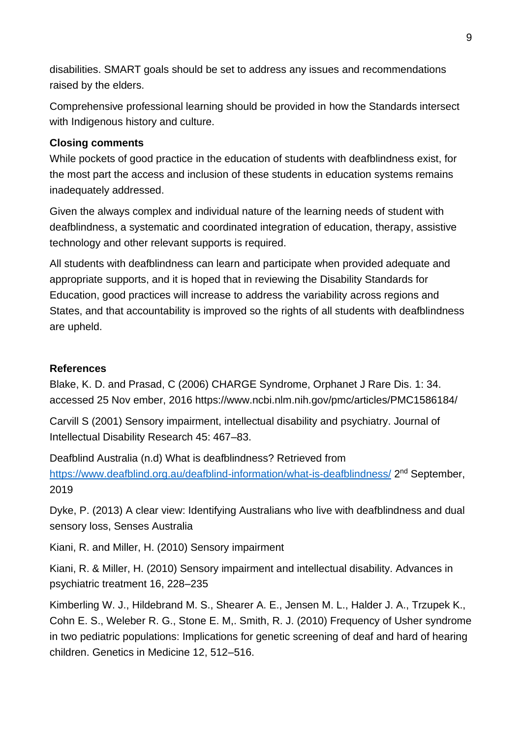disabilities. SMART goals should be set to address any issues and recommendations raised by the elders.

Comprehensive professional learning should be provided in how the Standards intersect with Indigenous history and culture.

**Closing comments**

While pockets of good practice in the education of students with deafblindness exist, for the most part the access and inclusion of these students in education systems remains inadequately addressed.

Given the always complex and individual nature of the learning needs of student with deafblindness, a systematic and coordinated integration of education, therapy, assistive technology and other relevant supports is required.

All students with deafblindness can learn and participate when provided adequate and appropriate supports, and it is hoped that in reviewing the Disability Standards for Education, good practices will increase to address the variability across regions and States, and that accountability is improved so the rights of all students with deafblindness are upheld.

**References**

Blake, K. D. and Prasad, C (2006) CHARGE Syndrome, Orphanet J Rare Dis. 1: 34. accessed 25 Nov ember, 2016 https://www.ncbi.nlm.nih.gov/pmc/articles/PMC1586184/

Carvill S (2001) Sensory impairment, intellectual disability and psychiatry. Journal of Intellectual Disability Research 45: 467–83.

Deafblind Australia (n.d) What is deafblindness? Retrieved from https://www.deafblind.org.au/deafblind-information/what-is-deafblindness/ 2nd September, 2019

Dyke, P. (2013) A clear view: Identifying Australians who live with deafblindness and dual sensory loss, Senses Australia

Kiani, R. and Miller, H. (2010) Sensory impairment

Kiani, R. & Miller, H. (2010) Sensory impairment and intellectual disability. Advances in psychiatric treatment 16, 228–235

Kimberling W. J., Hildebrand M. S., Shearer A. E., Jensen M. L., Halder J. A., Trzupek K., Cohn E. S., Weleber R. G., Stone E. M,. Smith, R. J. (2010) Frequency of Usher syndrome in two pediatric populations: Implications for genetic screening of deaf and hard of hearing children. Genetics in Medicine 12, 512–516.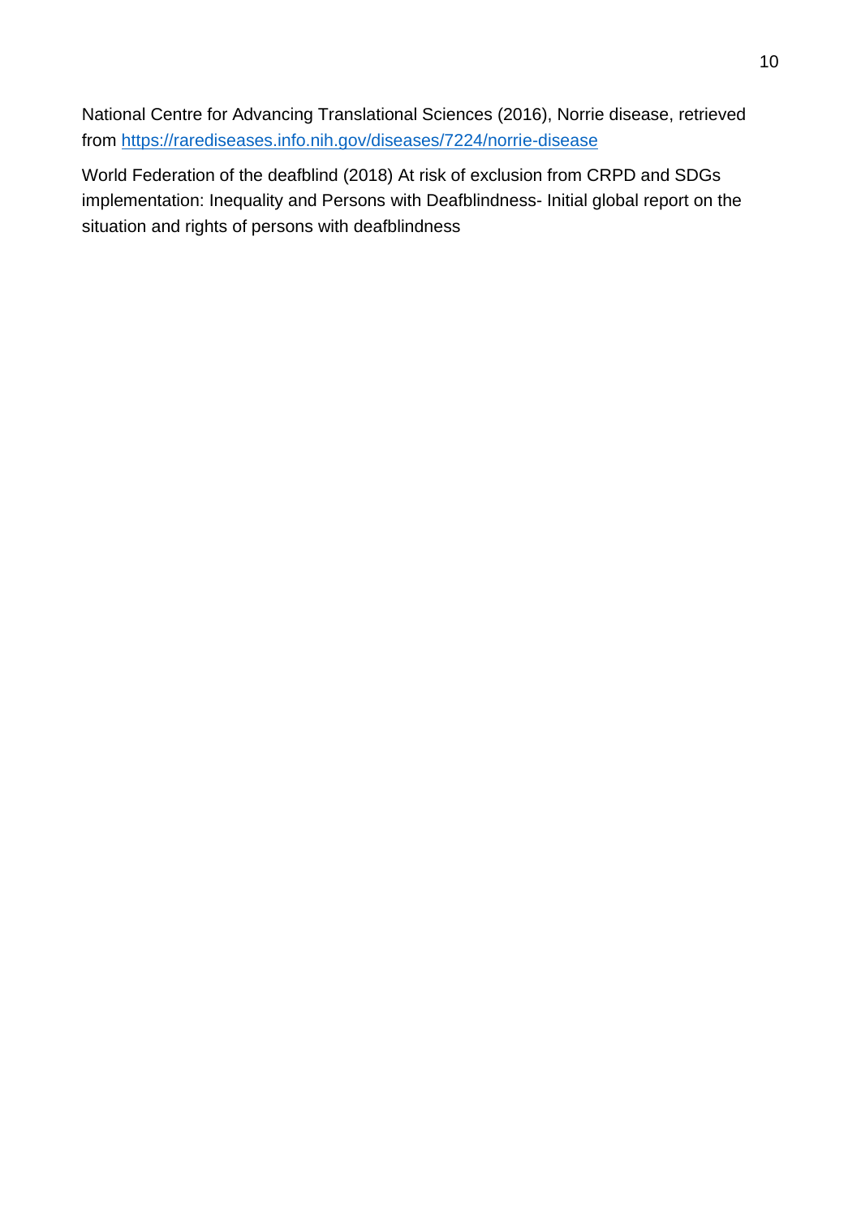National Centre for Advancing Translational Sciences (2016), Norrie disease, retrieved from https://rarediseases.info.nih.gov/diseases/7224/norrie-disease

World Federation of the deafblind (2018) At risk of exclusion from CRPD and SDGs implementation: Inequality and Persons with Deafblindness- Initial global report on the situation and rights of persons with deafblindness